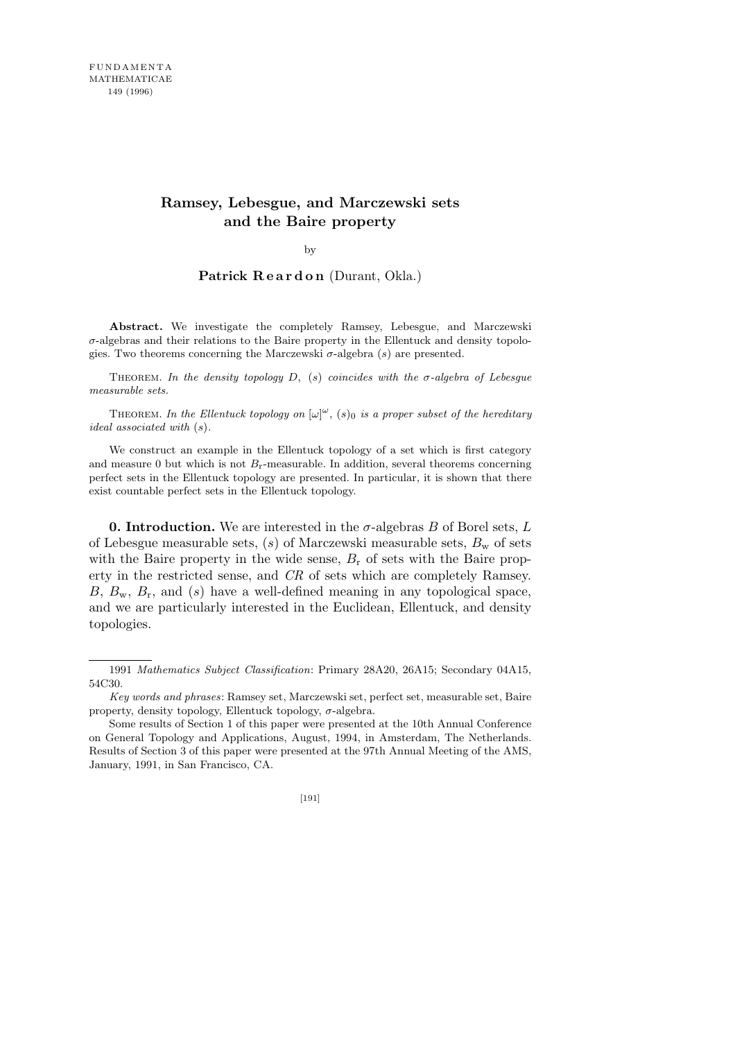# Ramsey, Lebesgue, and Marczewski sets and the Baire property

by

**Patrick Reardon** (Durant, Okla.)

**Abstract.** We investigate the completely Ramsey, Lebesgue, and Marczewski $\sigma$-algebras and their relations to the Baire property in the Ellentuck and density topologies. Two theorems concerning the Marczewski $\sigma$-algebra $(s)$ are presented.

Theorem. *In the density topology $D$, $(s)$ coincides with the $\sigma$-algebra of Lebesgue measurable sets.*

Theorem. *In the Ellentuck topology on $[\omega]^\omega$, $(s)_0$ is a proper subset of the hereditary ideal associated with $(s)$.*

We construct an example in the Ellentuck topology of a set which is first category and measure 0 but which is not $B_{\mathrm{r}}$-measurable. In addition, several theorems concerning perfect sets in the Ellentuck topology are presented. In particular, it is shown that there exist countable perfect sets in the Ellentuck topology.

**0. Introduction.** We are interested in the $\sigma$-algebras $B$ of Borel sets, $L$ of Lebesgue measurable sets, $(s)$ of Marczewski measurable sets, $B_{\mathrm{w}}$ of sets with the Baire property in the wide sense, $B_{\mathrm{r}}$ of sets with the Baire property in the restricted sense, and $CR$ of sets which are completely Ramsey. $B$, $B_{\mathrm{w}}$, $B_{\mathrm{r}}$, and $(s)$ have a well-defined meaning in any topological space, and we are particularly interested in the Euclidean, Ellentuck, and density topologies.

---

1991 *Mathematics Subject Classification*: Primary 28A20, 26A15; Secondary 04A15, 54C30.

*Key words and phrases*: Ramsey set, Marczewski set, perfect set, measurable set, Baire property, density topology, Ellentuck topology, $\sigma$-algebra.

Some results of Section 1 of this paper were presented at the 10th Annual Conference on General Topology and Applications, August, 1994, in Amsterdam, The Netherlands. Results of Section 3 of this paper were presented at the 97th Annual Meeting of the AMS, January, 1991, in San Francisco, CA.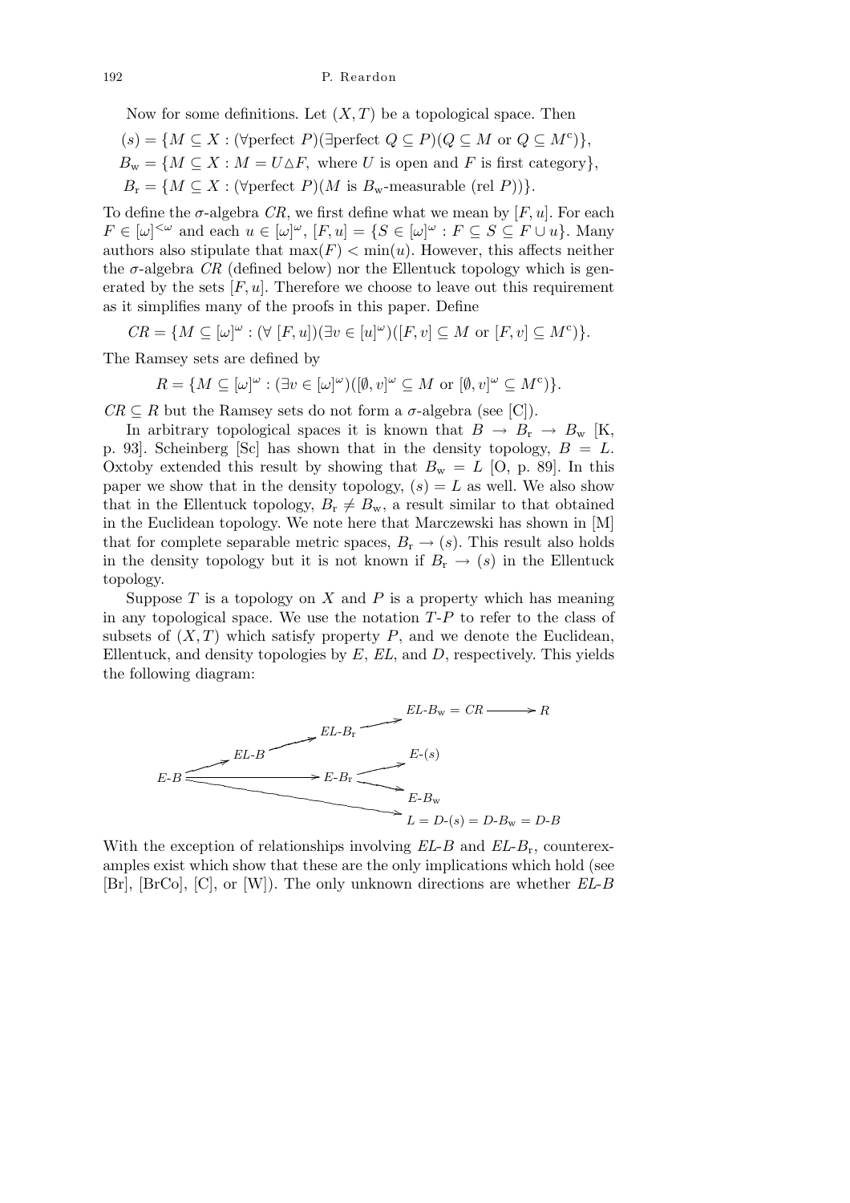Now for some definitions. Let $(X,T)$ be a topological space. Then

$$(s) = \{M \subseteq X : (\forall \text{perfect } P)(\exists \text{perfect } Q \subseteq P)(Q \subseteq M \text{ or } Q \subseteq M^c)\},$$

$$B_w = \{M \subseteq X : M = U \triangle F, \text{ where } U \text{ is open and } F \text{ is first category}\},$$

$$B_r = \{M \subseteq X : (\forall \text{perfect } P)(M \text{ is } B_w\text{-measurable (rel } P))\}.$$

To define the $\sigma$-algebra $CR$, we first define what we mean by $[F,u]$. For each $F \in [\omega]^{<\omega}$ and each $u \in [\omega]^\omega$, $[F,u] = \{S \in [\omega]^\omega : F \subseteq S \subseteq F \cup u\}$. Many authors also stipulate that $\max(F) < \min(u)$. However, this affects neither the $\sigma$-algebra $CR$ (defined below) nor the Ellentuck topology which is generated by the sets $[F,u]$. Therefore we choose to leave out this requirement as it simplifies many of the proofs in this paper. Define

$$CR = \{M \subseteq [\omega]^\omega : (\forall\ [F,u])(\exists v \in [u]^\omega)([F,v] \subseteq M \text{ or } [F,v] \subseteq M^c)\}.$$

The Ramsey sets are defined by

$$R = \{M \subseteq [\omega]^\omega : (\exists v \in [\omega]^\omega)([\emptyset,v]^\omega \subseteq M \text{ or } [\emptyset,v]^\omega \subseteq M^c)\}.$$

$CR \subseteq R$ but the Ramsey sets do not form a $\sigma$-algebra (see [C]).

In arbitrary topological spaces it is known that $B \to B_r \to B_w$ [K, p. 93]. Scheinberg [Sc] has shown that in the density topology, $B = L$. Oxtoby extended this result by showing that $B_w = L$ [O, p. 89]. In this paper we show that in the density topology, $(s) = L$ as well. We also show that in the Ellentuck topology, $B_r \neq B_w$, a result similar to that obtained in the Euclidean topology. We note here that Marczewski has shown in [M] that for complete separable metric spaces, $B_r \to (s)$. This result also holds in the density topology but it is not known if $B_r \to (s)$ in the Ellentuck topology.

Suppose $T$ is a topology on $X$ and $P$ is a property which has meaning in any topological space. We use the notation $T$-$P$ to refer to the class of subsets of $(X,T)$ which satisfy property $P$, and we denote the Euclidean, Ellentuck, and density topologies by $E$, $EL$, and $D$, respectively. This yields the following diagram:

$$E\text{-}B \to EL\text{-}B \to EL\text{-}B_r \to EL\text{-}B_w = CR \to R$$

$$E\text{-}B \to E\text{-}B_r \to E\text{-}(s)$$

$$E\text{-}B_r \to E\text{-}B_w$$

$$E\text{-}B \to L = D\text{-}(s) = D\text{-}B_w = D\text{-}B$$

With the exception of relationships involving $EL$-$B$ and $EL$-$B_r$, counterexamples exist which show that these are the only implications which hold (see [Br], [BrCo], [C], or [W]). The only unknown directions are whether $EL$-$B$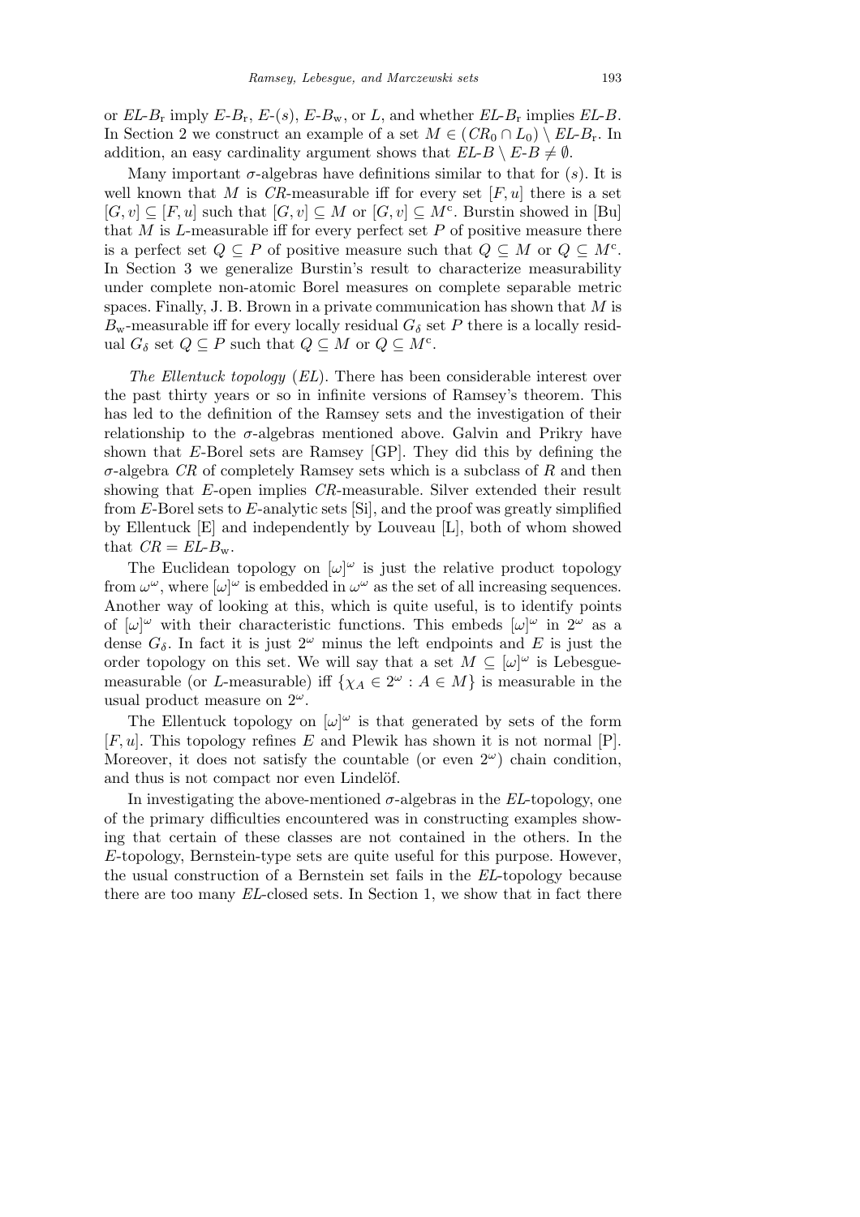or $EL$-$B_r$ imply $E$-$B_r$, $E$-$(s)$, $E$-$B_w$, or $L$, and whether $EL$-$B_r$ implies $EL$-$B$. In Section 2 we construct an example of a set $M \in (CR_0 \cap L_0) \setminus EL\text{-}B_r$. In addition, an easy cardinality argument shows that $EL\text{-}B \setminus E\text{-}B \neq \emptyset$.

Many important $\sigma$-algebras have definitions similar to that for $(s)$. It is well known that $M$ is $CR$-measurable iff for every set $[F,u]$ there is a set $[G,v] \subseteq [F,u]$ such that $[G,v] \subseteq M$ or $[G,v] \subseteq M^c$. Burstin showed in [Bu] that $M$ is $L$-measurable iff for every perfect set $P$ of positive measure there is a perfect set $Q \subseteq P$ of positive measure such that $Q \subseteq M$ or $Q \subseteq M^c$. In Section 3 we generalize Burstin's result to characterize measurability under complete non-atomic Borel measures on complete separable metric spaces. Finally, J. B. Brown in a private communication has shown that $M$ is $B_w$-measurable iff for every locally residual $G_\delta$ set $P$ there is a locally residual $G_\delta$ set $Q \subseteq P$ such that $Q \subseteq M$ or $Q \subseteq M^c$.

*The Ellentuck topology* ($EL$). There has been considerable interest over the past thirty years or so in infinite versions of Ramsey's theorem. This has led to the definition of the Ramsey sets and the investigation of their relationship to the $\sigma$-algebras mentioned above. Galvin and Prikry have shown that $E$-Borel sets are Ramsey [GP]. They did this by defining the $\sigma$-algebra $CR$ of completely Ramsey sets which is a subclass of $R$ and then showing that $E$-open implies $CR$-measurable. Silver extended their result from $E$-Borel sets to $E$-analytic sets [Si], and the proof was greatly simplified by Ellentuck [E] and independently by Louveau [L], both of whom showed that $CR = EL\text{-}B_w$.

The Euclidean topology on $[\omega]^\omega$ is just the relative product topology from $\omega^\omega$, where $[\omega]^\omega$ is embedded in $\omega^\omega$ as the set of all increasing sequences. Another way of looking at this, which is quite useful, is to identify points of $[\omega]^\omega$ with their characteristic functions. This embeds $[\omega]^\omega$ in $2^\omega$ as a dense $G_\delta$. In fact it is just $2^\omega$ minus the left endpoints and $E$ is just the order topology on this set. We will say that a set $M \subseteq [\omega]^\omega$ is Lebesgue-measurable (or $L$-measurable) iff $\{\chi_A \in 2^\omega : A \in M\}$ is measurable in the usual product measure on $2^\omega$.

The Ellentuck topology on $[\omega]^\omega$ is that generated by sets of the form $[F,u]$. This topology refines $E$ and Plewik has shown it is not normal [P]. Moreover, it does not satisfy the countable (or even $2^\omega$) chain condition, and thus is not compact nor even Lindelöf.

In investigating the above-mentioned $\sigma$-algebras in the $EL$-topology, one of the primary difficulties encountered was in constructing examples showing that certain of these classes are not contained in the others. In the $E$-topology, Bernstein-type sets are quite useful for this purpose. However, the usual construction of a Bernstein set fails in the $EL$-topology because there are too many $EL$-closed sets. In Section 1, we show that in fact there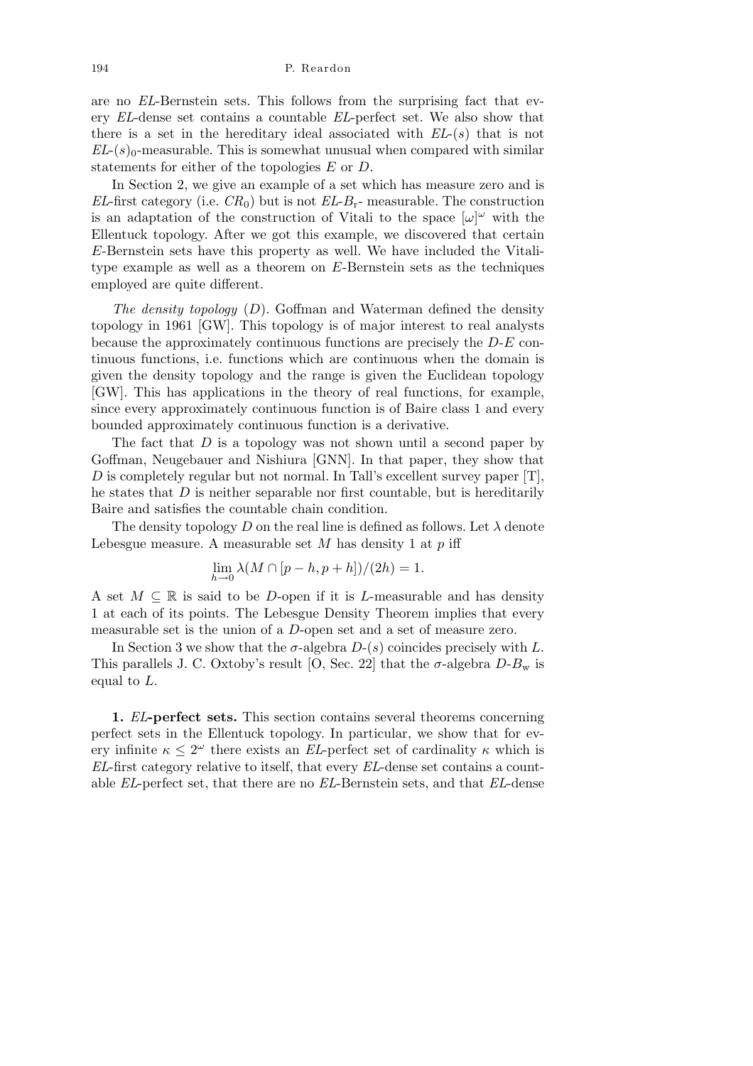are no $EL$-Bernstein sets. This follows from the surprising fact that every $EL$-dense set contains a countable $EL$-perfect set. We also show that there is a set in the hereditary ideal associated with $EL$-$(s)$ that is not $EL$-$(s)_0$-measurable. This is somewhat unusual when compared with similar statements for either of the topologies $E$ or $D$.

In Section 2, we give an example of a set which has measure zero and is $EL$-first category (i.e. $CR_0$) but is not $EL$-$B_{\rm r}$- measurable. The construction is an adaptation of the construction of Vitali to the space $[\omega]^\omega$ with the Ellentuck topology. After we got this example, we discovered that certain $E$-Bernstein sets have this property as well. We have included the Vitali-type example as well as a theorem on $E$-Bernstein sets as the techniques employed are quite different.

*The density topology* ($D$). Goffman and Waterman defined the density topology in 1961 [GW]. This topology is of major interest to real analysts because the approximately continuous functions are precisely the $D$-$E$ continuous functions, i.e. functions which are continuous when the domain is given the density topology and the range is given the Euclidean topology [GW]. This has applications in the theory of real functions, for example, since every approximately continuous function is of Baire class 1 and every bounded approximately continuous function is a derivative.

The fact that $D$ is a topology was not shown until a second paper by Goffman, Neugebauer and Nishiura [GNN]. In that paper, they show that $D$ is completely regular but not normal. In Tall's excellent survey paper [T], he states that $D$ is neither separable nor first countable, but is hereditarily Baire and satisfies the countable chain condition.

The density topology $D$ on the real line is defined as follows. Let $\lambda$ denote Lebesgue measure. A measurable set $M$ has density 1 at $p$ iff

$$\lim_{h\to 0} \lambda(M \cap [p-h, p+h])/(2h) = 1.$$

A set $M \subseteq \mathbb{R}$ is said to be $D$-open if it is $L$-measurable and has density 1 at each of its points. The Lebesgue Density Theorem implies that every measurable set is the union of a $D$-open set and a set of measure zero.

In Section 3 we show that the $\sigma$-algebra $D$-$(s)$ coincides precisely with $L$. This parallels J. C. Oxtoby's result [O, Sec. 22] that the $\sigma$-algebra $D$-$B_{\rm w}$ is equal to $L$.

**1. $EL$-perfect sets.** This section contains several theorems concerning perfect sets in the Ellentuck topology. In particular, we show that for every infinite $\kappa \le 2^\omega$ there exists an $EL$-perfect set of cardinality $\kappa$ which is $EL$-first category relative to itself, that every $EL$-dense set contains a countable $EL$-perfect set, that there are no $EL$-Bernstein sets, and that $EL$-dense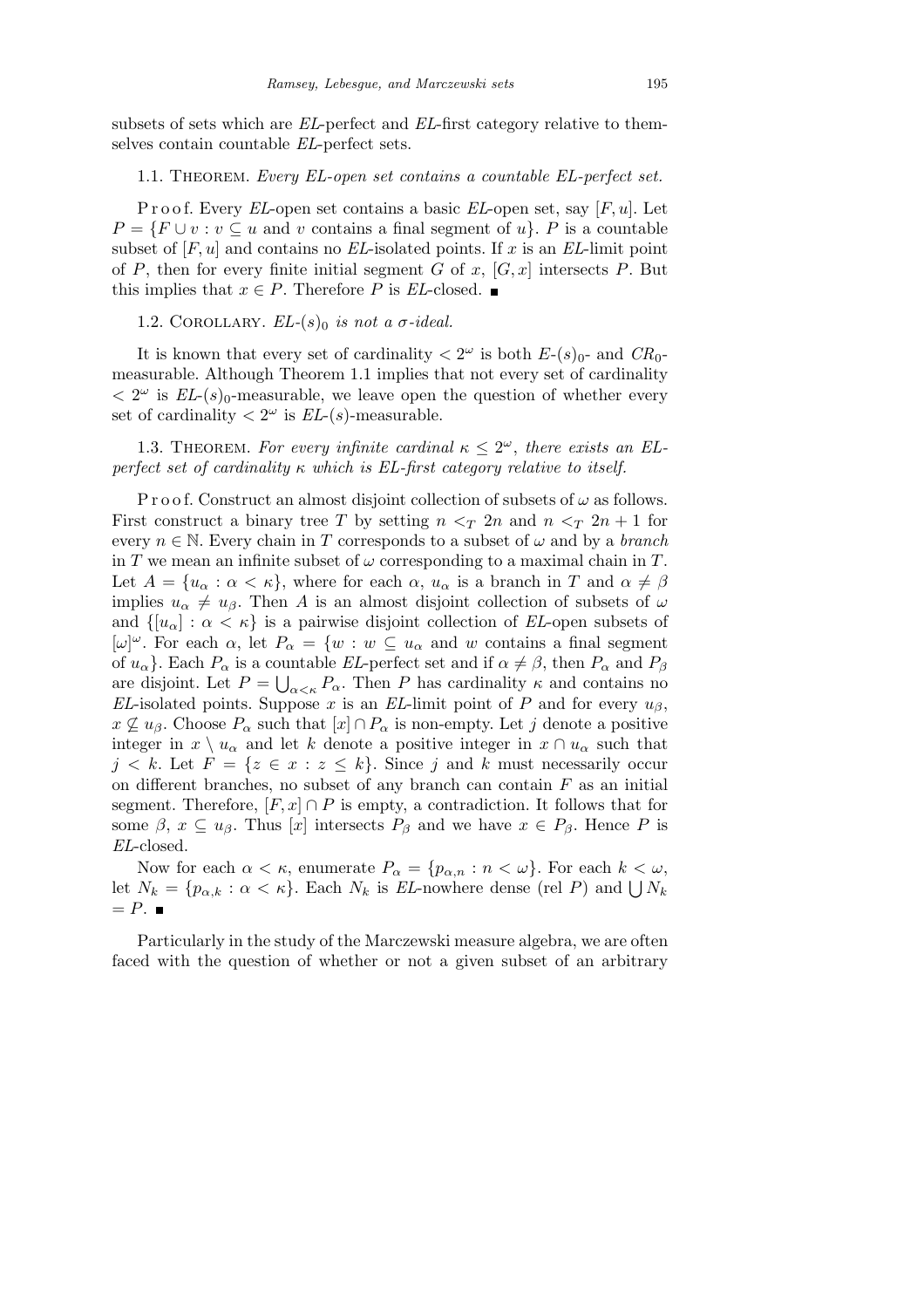subsets of sets which are $EL$-perfect and $EL$-first category relative to themselves contain countable $EL$-perfect sets.

1.1. Theorem. *Every $EL$-open set contains a countable $EL$-perfect set.*

Proof. Every $EL$-open set contains a basic $EL$-open set, say $[F,u]$. Let $P = \{F \cup v : v \subseteq u$ and $v$ contains a final segment of $u\}$. $P$ is a countable subset of $[F,u]$ and contains no $EL$-isolated points. If $x$ is an $EL$-limit point of $P$, then for every finite initial segment $G$ of $x$, $[G,x]$ intersects $P$. But this implies that $x \in P$. Therefore $P$ is $EL$-closed. ∎

1.2. Corollary. *$EL$-$(s)_0$ is not a $\sigma$-ideal.*

It is known that every set of cardinality $< 2^\omega$ is both $E$-$(s)_0$- and $CR_0$-measurable. Although Theorem 1.1 implies that not every set of cardinality $< 2^\omega$ is $EL$-$(s)_0$-measurable, we leave open the question of whether every set of cardinality $< 2^\omega$ is $EL$-$(s)$-measurable.

1.3. Theorem. *For every infinite cardinal $\kappa \leq 2^\omega$, there exists an $EL$-perfect set of cardinality $\kappa$ which is $EL$-first category relative to itself.*

Proof. Construct an almost disjoint collection of subsets of $\omega$ as follows. First construct a binary tree $T$ by setting $n <_T 2n$ and $n <_T 2n+1$ for every $n \in \mathbb{N}$. Every chain in $T$ corresponds to a subset of $\omega$ and by a *branch* in $T$ we mean an infinite subset of $\omega$ corresponding to a maximal chain in $T$. Let $A = \{u_\alpha : \alpha < \kappa\}$, where for each $\alpha$, $u_\alpha$ is a branch in $T$ and $\alpha \neq \beta$ implies $u_\alpha \neq u_\beta$. Then $A$ is an almost disjoint collection of subsets of $\omega$ and $\{[u_\alpha] : \alpha < \kappa\}$ is a pairwise disjoint collection of $EL$-open subsets of $[\omega]^\omega$. For each $\alpha$, let $P_\alpha = \{w : w \subseteq u_\alpha$ and $w$ contains a final segment of $u_\alpha\}$. Each $P_\alpha$ is a countable $EL$-perfect set and if $\alpha \neq \beta$, then $P_\alpha$ and $P_\beta$ are disjoint. Let $P = \bigcup_{\alpha<\kappa} P_\alpha$. Then $P$ has cardinality $\kappa$ and contains no $EL$-isolated points. Suppose $x$ is an $EL$-limit point of $P$ and for every $u_\beta$, $x \not\subseteq u_\beta$. Choose $P_\alpha$ such that $[x] \cap P_\alpha$ is non-empty. Let $j$ denote a positive integer in $x \setminus u_\alpha$ and let $k$ denote a positive integer in $x \cap u_\alpha$ such that $j < k$. Let $F = \{z \in x : z \leq k\}$. Since $j$ and $k$ must necessarily occur on different branches, no subset of any branch can contain $F$ as an initial segment. Therefore, $[F,x] \cap P$ is empty, a contradiction. It follows that for some $\beta$, $x \subseteq u_\beta$. Thus $[x]$ intersects $P_\beta$ and we have $x \in P_\beta$. Hence $P$ is $EL$-closed.

Now for each $\alpha < \kappa$, enumerate $P_\alpha = \{p_{\alpha,n} : n < \omega\}$. For each $k < \omega$, let $N_k = \{p_{\alpha,k} : \alpha < \kappa\}$. Each $N_k$ is $EL$-nowhere dense (rel $P$) and $\bigcup N_k = P$. ∎

Particularly in the study of the Marczewski measure algebra, we are often faced with the question of whether or not a given subset of an arbitrary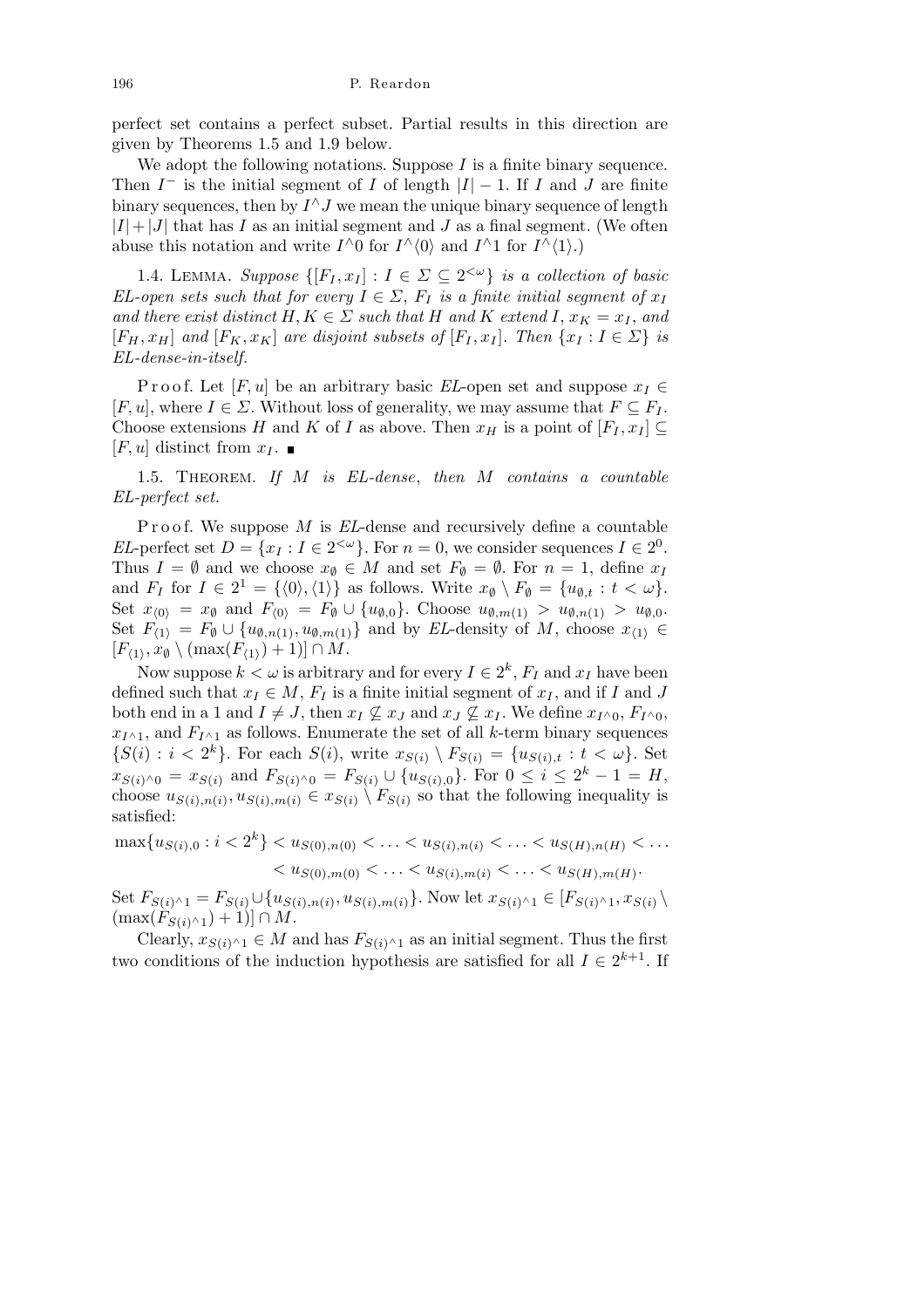perfect set contains a perfect subset. Partial results in this direction are given by Theorems 1.5 and 1.9 below.

We adopt the following notations. Suppose $I$ is a finite binary sequence. Then $I^-$ is the initial segment of $I$ of length $|I|-1$. If $I$ and $J$ are finite binary sequences, then by $I^\frown J$ we mean the unique binary sequence of length $|I|+|J|$ that has $I$ as an initial segment and $J$ as a final segment. (We often abuse this notation and write $I^\frown 0$ for $I^\frown\langle 0\rangle$ and $I^\frown 1$ for $I^\frown\langle 1\rangle$.)

1.4. Lemma. *Suppose $\{[F_I, x_I] : I \in \Sigma \subseteq 2^{<\omega}\}$ is a collection of basic EL-open sets such that for every $I \in \Sigma$, $F_I$ is a finite initial segment of $x_I$ and there exist distinct $H, K \in \Sigma$ such that $H$ and $K$ extend $I$, $x_K = x_I$, and $[F_H, x_H]$ and $[F_K, x_K]$ are disjoint subsets of $[F_I, x_I]$. Then $\{x_I : I \in \Sigma\}$ is EL-dense-in-itself.*

Proof. Let $[F, u]$ be an arbitrary basic *EL*-open set and suppose $x_I \in [F, u]$, where $I \in \Sigma$. Without loss of generality, we may assume that $F \subseteq F_I$. Choose extensions $H$ and $K$ of $I$ as above. Then $x_H$ is a point of $[F_I, x_I] \subseteq [F, u]$ distinct from $x_I$. ∎

1.5. Theorem. *If $M$ is EL-dense, then $M$ contains a countable EL-perfect set.*

Proof. We suppose $M$ is *EL*-dense and recursively define a countable *EL*-perfect set $D = \{x_I : I \in 2^{<\omega}\}$. For $n = 0$, we consider sequences $I \in 2^0$. Thus $I = \emptyset$ and we choose $x_\emptyset \in M$ and set $F_\emptyset = \emptyset$. For $n = 1$, define $x_I$ and $F_I$ for $I \in 2^1 = \{\langle 0\rangle, \langle 1\rangle\}$ as follows. Write $x_\emptyset \setminus F_\emptyset = \{u_{\emptyset,t} : t < \omega\}$. Set $x_{\langle 0\rangle} = x_\emptyset$ and $F_{\langle 0\rangle} = F_\emptyset \cup \{u_{\emptyset,0}\}$. Choose $u_{\emptyset,m(1)} > u_{\emptyset,n(1)} > u_{\emptyset,0}$. Set $F_{\langle 1\rangle} = F_\emptyset \cup \{u_{\emptyset,n(1)}, u_{\emptyset,m(1)}\}$ and by *EL*-density of $M$, choose $x_{\langle 1\rangle} \in [F_{\langle 1\rangle}, x_\emptyset \setminus (\max(F_{\langle 1\rangle}) + 1)] \cap M$.

Now suppose $k < \omega$ is arbitrary and for every $I \in 2^k$, $F_I$ and $x_I$ have been defined such that $x_I \in M$, $F_I$ is a finite initial segment of $x_I$, and if $I$ and $J$ both end in a 1 and $I \neq J$, then $x_I \not\subseteq x_J$ and $x_J \not\subseteq x_I$. We define $x_{I^\frown 0}$, $F_{I^\frown 0}$, $x_{I^\frown 1}$, and $F_{I^\frown 1}$ as follows. Enumerate the set of all $k$-term binary sequences $\{S(i) : i < 2^k\}$. For each $S(i)$, write $x_{S(i)} \setminus F_{S(i)} = \{u_{S(i),t} : t < \omega\}$. Set $x_{S(i)^\frown 0} = x_{S(i)}$ and $F_{S(i)^\frown 0} = F_{S(i)} \cup \{u_{S(i),0}\}$. For $0 \le i \le 2^k - 1 = H$, choose $u_{S(i),n(i)}, u_{S(i),m(i)} \in x_{S(i)} \setminus F_{S(i)}$ so that the following inequality is satisfied:

$$\max\{u_{S(i),0} : i < 2^k\} < u_{S(0),n(0)} < \ldots < u_{S(i),n(i)} < \ldots < u_{S(H),n(H)} < \ldots$$
$$< u_{S(0),m(0)} < \ldots < u_{S(i),m(i)} < \ldots < u_{S(H),m(H)}.$$

Set $F_{S(i)^\frown 1} = F_{S(i)} \cup \{u_{S(i),n(i)}, u_{S(i),m(i)}\}$. Now let $x_{S(i)^\frown 1} \in [F_{S(i)^\frown 1}, x_{S(i)} \setminus (\max(F_{S(i)^\frown 1}) + 1)] \cap M$.

Clearly, $x_{S(i)^\frown 1} \in M$ and has $F_{S(i)^\frown 1}$ as an initial segment. Thus the first two conditions of the induction hypothesis are satisfied for all $I \in 2^{k+1}$. If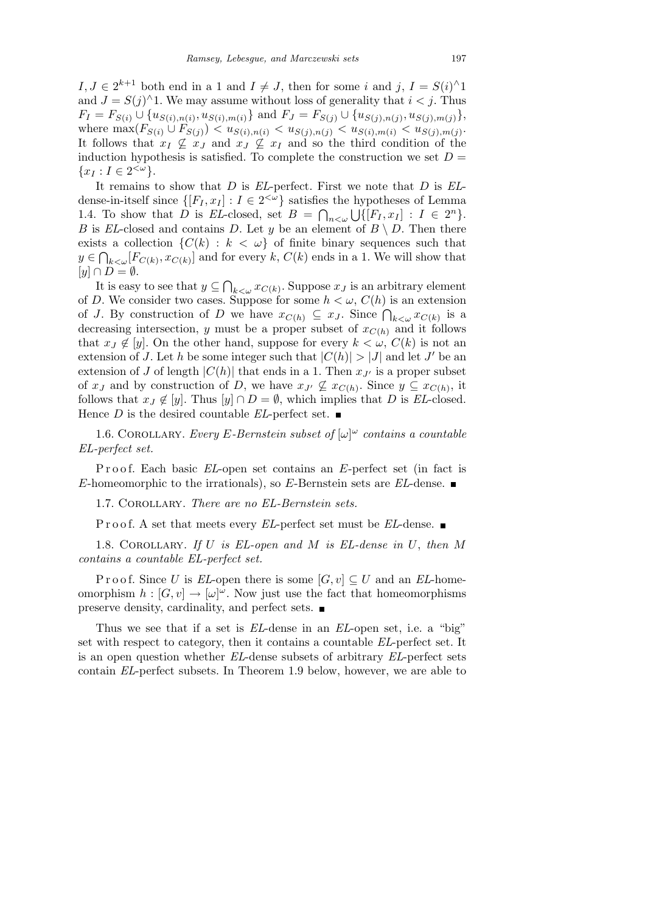$I, J \in 2^{k+1}$ both end in a 1 and $I \neq J$, then for some $i$ and $j$, $I = S(i)^\frown 1$ and $J = S(j)^\frown 1$. We may assume without loss of generality that $i < j$. Thus $F_I = F_{S(i)} \cup \{u_{S(i),n(i)}, u_{S(i),m(i)}\}$ and $F_J = F_{S(j)} \cup \{u_{S(j),n(j)}, u_{S(j),m(j)}\}$, where $\max(F_{S(i)} \cup F_{S(j)}) < u_{S(i),n(i)} < u_{S(j),n(j)} < u_{S(i),m(i)} < u_{S(j),m(j)}$. It follows that $x_I \not\subseteq x_J$ and $x_J \not\subseteq x_I$ and so the third condition of the induction hypothesis is satisfied. To complete the construction we set $D = \{x_I : I \in 2^{<\omega}\}$.

It remains to show that $D$ is $EL$-perfect. First we note that $D$ is $EL$-dense-in-itself since $\{[F_I, x_I] : I \in 2^{<\omega}\}$ satisfies the hypotheses of Lemma 1.4. To show that $D$ is $EL$-closed, set $B = \bigcap_{n<\omega} \bigcup \{[F_I, x_I] : I \in 2^n\}$. $B$ is $EL$-closed and contains $D$. Let $y$ be an element of $B \setminus D$. Then there exists a collection $\{C(k) : k < \omega\}$ of finite binary sequences such that $y \in \bigcap_{k<\omega} [F_{C(k)}, x_{C(k)}]$ and for every $k$, $C(k)$ ends in a 1. We will show that $[y] \cap D = \emptyset$.

It is easy to see that $y \subseteq \bigcap_{k<\omega} x_{C(k)}$. Suppose $x_J$ is an arbitrary element of $D$. We consider two cases. Suppose for some $h < \omega$, $C(h)$ is an extension of $J$. By construction of $D$ we have $x_{C(h)} \subseteq x_J$. Since $\bigcap_{k<\omega} x_{C(k)}$ is a decreasing intersection, $y$ must be a proper subset of $x_{C(h)}$ and it follows that $x_J \notin [y]$. On the other hand, suppose for every $k < \omega$, $C(k)$ is not an extension of $J$. Let $h$ be some integer such that $|C(h)| > |J|$ and let $J'$ be an extension of $J$ of length $|C(h)|$ that ends in a 1. Then $x_{J'}$ is a proper subset of $x_J$ and by construction of $D$, we have $x_{J'} \not\subseteq x_{C(h)}$. Since $y \subseteq x_{C(h)}$, it follows that $x_J \notin [y]$. Thus $[y] \cap D = \emptyset$, which implies that $D$ is $EL$-closed. Hence $D$ is the desired countable $EL$-perfect set. ∎

1.6. Corollary. *Every $E$-Bernstein subset of $[\omega]^\omega$ contains a countable $EL$-perfect set.*

Proof. Each basic $EL$-open set contains an $E$-perfect set (in fact is $E$-homeomorphic to the irrationals), so $E$-Bernstein sets are $EL$-dense. ∎

1.7. Corollary. *There are no $EL$-Bernstein sets.*

Proof. A set that meets every $EL$-perfect set must be $EL$-dense. ∎

1.8. Corollary. *If $U$ is $EL$-open and $M$ is $EL$-dense in $U$, then $M$ contains a countable $EL$-perfect set.*

Proof. Since $U$ is $EL$-open there is some $[G, v] \subseteq U$ and an $EL$-homeomorphism $h : [G, v] \to [\omega]^\omega$. Now just use the fact that homeomorphisms preserve density, cardinality, and perfect sets. ∎

Thus we see that if a set is $EL$-dense in an $EL$-open set, i.e. a "big" set with respect to category, then it contains a countable $EL$-perfect set. It is an open question whether $EL$-dense subsets of arbitrary $EL$-perfect sets contain $EL$-perfect subsets. In Theorem 1.9 below, however, we are able to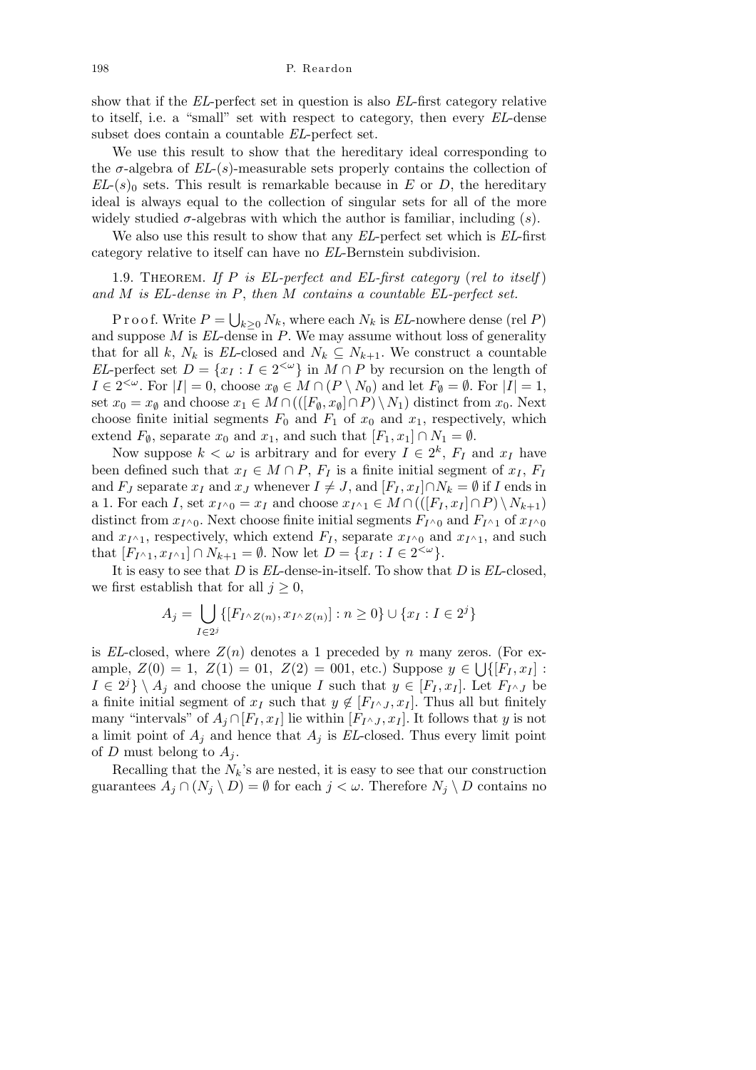show that if the *EL*-perfect set in question is also *EL*-first category relative to itself, i.e. a "small" set with respect to category, then every *EL*-dense subset does contain a countable *EL*-perfect set.

We use this result to show that the hereditary ideal corresponding to the $\sigma$-algebra of *EL*-$(s)$-measurable sets properly contains the collection of *EL*-$(s)_0$ sets. This result is remarkable because in $E$ or $D$, the hereditary ideal is always equal to the collection of singular sets for all of the more widely studied $\sigma$-algebras with which the author is familiar, including $(s)$.

We also use this result to show that any *EL*-perfect set which is *EL*-first category relative to itself can have no *EL*-Bernstein subdivision.

1.9. Theorem. *If $P$ is EL-perfect and EL-first category (rel to itself) and $M$ is EL-dense in $P$, then $M$ contains a countable EL-perfect set.*

Proof. Write $P = \bigcup_{k\geq 0} N_k$, where each $N_k$ is *EL*-nowhere dense (rel $P$) and suppose $M$ is *EL*-dense in $P$. We may assume without loss of generality that for all $k$, $N_k$ is *EL*-closed and $N_k \subseteq N_{k+1}$. We construct a countable *EL*-perfect set $D = \{x_I : I \in 2^{<\omega}\}$ in $M \cap P$ by recursion on the length of $I \in 2^{<\omega}$. For $|I| = 0$, choose $x_\emptyset \in M \cap (P \setminus N_0)$ and let $F_\emptyset = \emptyset$. For $|I| = 1$, set $x_0 = x_\emptyset$ and choose $x_1 \in M \cap (([F_\emptyset, x_\emptyset] \cap P) \setminus N_1)$ distinct from $x_0$. Next choose finite initial segments $F_0$ and $F_1$ of $x_0$ and $x_1$, respectively, which extend $F_\emptyset$, separate $x_0$ and $x_1$, and such that $[F_1, x_1] \cap N_1 = \emptyset$.

Now suppose $k < \omega$ is arbitrary and for every $I \in 2^k$, $F_I$ and $x_I$ have been defined such that $x_I \in M \cap P$, $F_I$ is a finite initial segment of $x_I$, $F_I$ and $F_J$ separate $x_I$ and $x_J$ whenever $I \neq J$, and $[F_I, x_I] \cap N_k = \emptyset$ if $I$ ends in a 1. For each $I$, set $x_{I^\wedge 0} = x_I$ and choose $x_{I^\wedge 1} \in M \cap (([F_I, x_I] \cap P) \setminus N_{k+1})$ distinct from $x_{I^\wedge 0}$. Next choose finite initial segments $F_{I^\wedge 0}$ and $F_{I^\wedge 1}$ of $x_{I^\wedge 0}$ and $x_{I^\wedge 1}$, respectively, which extend $F_I$, separate $x_{I^\wedge 0}$ and $x_{I^\wedge 1}$, and such that $[F_{I^\wedge 1}, x_{I^\wedge 1}] \cap N_{k+1} = \emptyset$. Now let $D = \{x_I : I \in 2^{<\omega}\}$.

It is easy to see that $D$ is *EL*-dense-in-itself. To show that $D$ is *EL*-closed, we first establish that for all $j \geq 0$,

$$A_j = \bigcup_{I \in 2^j} \{[F_{I^\wedge Z(n)}, x_{I^\wedge Z(n)}] : n \geq 0\} \cup \{x_I : I \in 2^j\}$$

is *EL*-closed, where $Z(n)$ denotes a 1 preceded by $n$ many zeros. (For example, $Z(0) = 1$, $Z(1) = 01$, $Z(2) = 001$, etc.) Suppose $y \in \bigcup\{[F_I, x_I] : I \in 2^j\} \setminus A_j$ and choose the unique $I$ such that $y \in [F_I, x_I]$. Let $F_{I^\wedge J}$ be a finite initial segment of $x_I$ such that $y \notin [F_{I^\wedge J}, x_I]$. Thus all but finitely many "intervals" of $A_j \cap [F_I, x_I]$ lie within $[F_{I^\wedge J}, x_I]$. It follows that $y$ is not a limit point of $A_j$ and hence that $A_j$ is *EL*-closed. Thus every limit point of $D$ must belong to $A_j$.

Recalling that the $N_k$'s are nested, it is easy to see that our construction guarantees $A_j \cap (N_j \setminus D) = \emptyset$ for each $j < \omega$. Therefore $N_j \setminus D$ contains no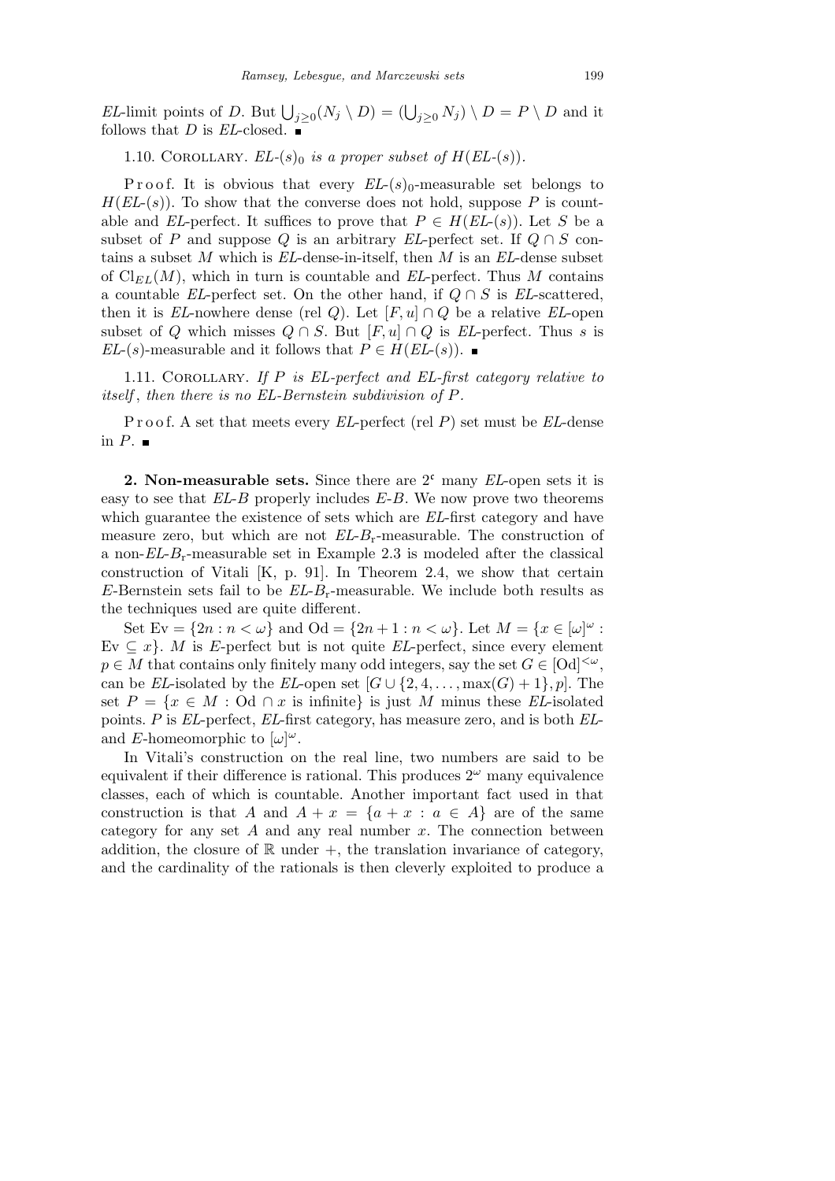*EL*-limit points of $D$. But $\bigcup_{j\ge 0}(N_j \setminus D) = (\bigcup_{j\ge 0} N_j) \setminus D = P \setminus D$ and it follows that $D$ is *EL*-closed. ∎

1.10. Corollary. *$EL$-$(s)_0$ is a proper subset of $H(EL$-$(s))$.*

Proof. It is obvious that every $EL$-$(s)_0$-measurable set belongs to $H(EL$-$(s))$. To show that the converse does not hold, suppose $P$ is countable and *EL*-perfect. It suffices to prove that $P \in H(EL$-$(s))$. Let $S$ be a subset of $P$ and suppose $Q$ is an arbitrary *EL*-perfect set. If $Q \cap S$ contains a subset $M$ which is *EL*-dense-in-itself, then $M$ is an *EL*-dense subset of $\mathrm{Cl}_{EL}(M)$, which in turn is countable and *EL*-perfect. Thus $M$ contains a countable *EL*-perfect set. On the other hand, if $Q \cap S$ is *EL*-scattered, then it is *EL*-nowhere dense (rel $Q$). Let $[F,u] \cap Q$ be a relative *EL*-open subset of $Q$ which misses $Q \cap S$. But $[F,u] \cap Q$ is *EL*-perfect. Thus $s$ is $EL$-$(s)$-measurable and it follows that $P \in H(EL$-$(s))$. ∎

1.11. Corollary. *If $P$ is EL-perfect and EL-first category relative to itself, then there is no EL-Bernstein subdivision of $P$.*

Proof. A set that meets every *EL*-perfect (rel $P$) set must be *EL*-dense in $P$. ∎

**2. Non-measurable sets.** Since there are $2^{\mathfrak{c}}$ many *EL*-open sets it is easy to see that $EL$-$B$ properly includes $E$-$B$. We now prove two theorems which guarantee the existence of sets which are *EL*-first category and have measure zero, but which are not $EL$-$B_{\mathrm{r}}$-measurable. The construction of a non-$EL$-$B_{\mathrm{r}}$-measurable set in Example 2.3 is modeled after the classical construction of Vitali [K, p. 91]. In Theorem 2.4, we show that certain $E$-Bernstein sets fail to be $EL$-$B_{\mathrm{r}}$-measurable. We include both results as the techniques used are quite different.

Set $\mathrm{Ev} = \{2n : n < \omega\}$ and $\mathrm{Od} = \{2n+1 : n < \omega\}$. Let $M = \{x \in [\omega]^\omega : \mathrm{Ev} \subseteq x\}$. $M$ is $E$-perfect but is not quite *EL*-perfect, since every element $p \in M$ that contains only finitely many odd integers, say the set $G \in [\mathrm{Od}]^{<\omega}$, can be *EL*-isolated by the *EL*-open set $[G \cup \{2,4,\ldots,\max(G)+1\}, p]$. The set $P = \{x \in M : \mathrm{Od} \cap x \text{ is infinite}\}$ is just $M$ minus these *EL*-isolated points. $P$ is *EL*-perfect, *EL*-first category, has measure zero, and is both *EL*- and $E$-homeomorphic to $[\omega]^\omega$.

In Vitali's construction on the real line, two numbers are said to be equivalent if their difference is rational. This produces $2^\omega$ many equivalence classes, each of which is countable. Another important fact used in that construction is that $A$ and $A + x = \{a + x : a \in A\}$ are of the same category for any set $A$ and any real number $x$. The connection between addition, the closure of $\mathbb{R}$ under $+$, the translation invariance of category, and the cardinality of the rationals is then cleverly exploited to produce a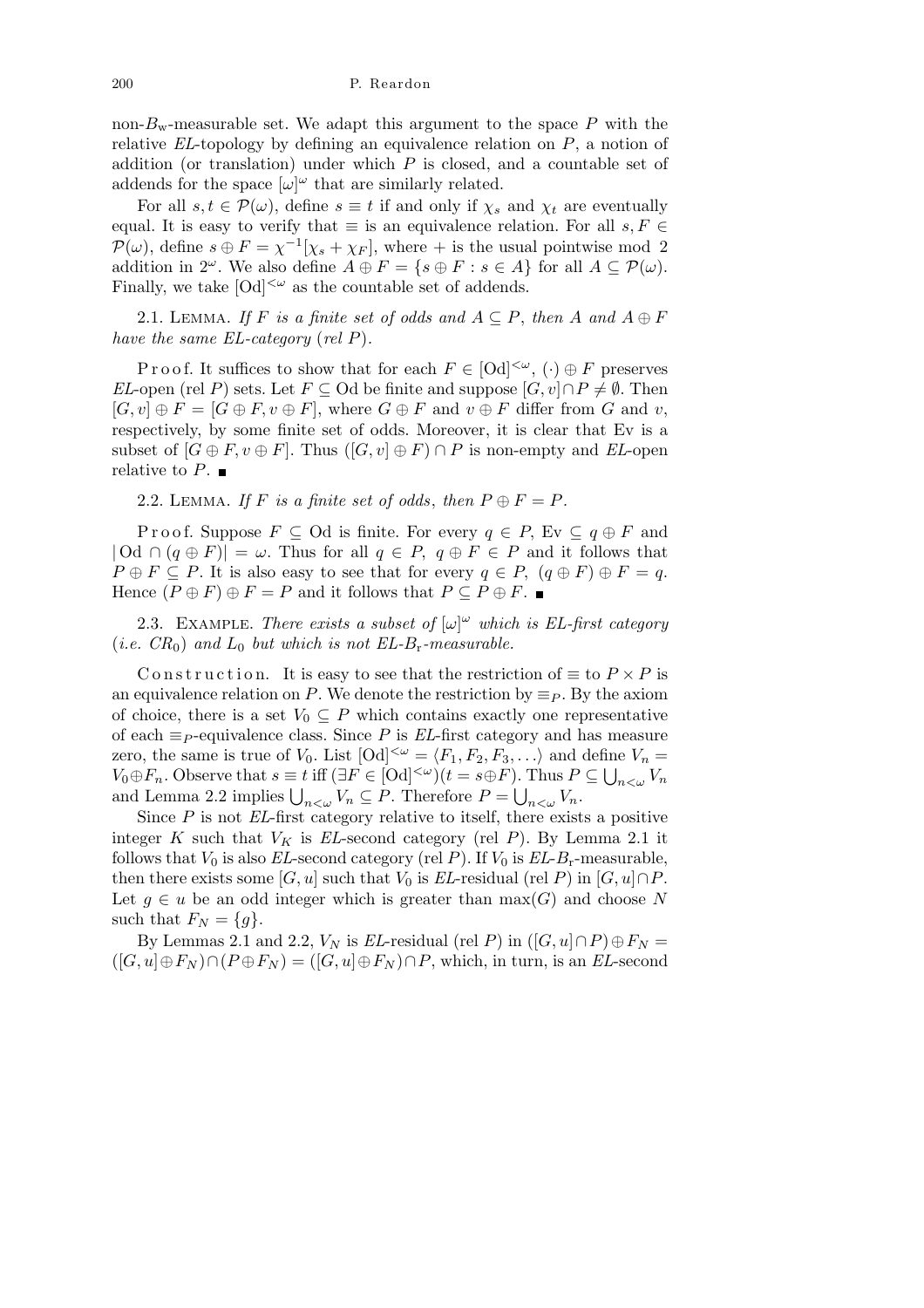non-$B_{\mathrm{w}}$-measurable set. We adapt this argument to the space $P$ with the relative $EL$-topology by defining an equivalence relation on $P$, a notion of addition (or translation) under which $P$ is closed, and a countable set of addends for the space $[\omega]^\omega$ that are similarly related.

For all $s, t \in \mathcal{P}(\omega)$, define $s \equiv t$ if and only if $\chi_s$ and $\chi_t$ are eventually equal. It is easy to verify that $\equiv$ is an equivalence relation. For all $s, F \in \mathcal{P}(\omega)$, define $s \oplus F = \chi^{-1}[\chi_s + \chi_F]$, where $+$ is the usual pointwise mod 2 addition in $2^\omega$. We also define $A \oplus F = \{s \oplus F : s \in A\}$ for all $A \subseteq \mathcal{P}(\omega)$. Finally, we take $[\mathrm{Od}]^{<\omega}$ as the countable set of addends.

2.1. Lemma. *If $F$ is a finite set of odds and $A \subseteq P$, then $A$ and $A \oplus F$ have the same $EL$-category* (*rel $P$*).

Proof. It suffices to show that for each $F \in [\mathrm{Od}]^{<\omega}$, $(\cdot) \oplus F$ preserves $EL$-open (rel $P$) sets. Let $F \subseteq \mathrm{Od}$ be finite and suppose $[G, v] \cap P \neq \emptyset$. Then $[G, v] \oplus F = [G \oplus F, v \oplus F]$, where $G \oplus F$ and $v \oplus F$ differ from $G$ and $v$, respectively, by some finite set of odds. Moreover, it is clear that Ev is a subset of $[G \oplus F, v \oplus F]$. Thus $([G, v] \oplus F) \cap P$ is non-empty and $EL$-open relative to $P$. ∎

2.2. Lemma. *If $F$ is a finite set of odds*, *then $P \oplus F = P$.*

Proof. Suppose $F \subseteq \mathrm{Od}$ is finite. For every $q \in P$, $\mathrm{Ev} \subseteq q \oplus F$ and $|\mathrm{Od} \cap (q \oplus F)| = \omega$. Thus for all $q \in P$, $q \oplus F \in P$ and it follows that $P \oplus F \subseteq P$. It is also easy to see that for every $q \in P$, $(q \oplus F) \oplus F = q$. Hence $(P \oplus F) \oplus F = P$ and it follows that $P \subseteq P \oplus F$. ∎

2.3. Example. *There exists a subset of $[\omega]^\omega$ which is $EL$-first category* (*i.e. $CR_0$*) *and $L_0$ but which is not $EL$-$B_{\mathrm{r}}$-measurable.*

Construction. It is easy to see that the restriction of $\equiv$ to $P \times P$ is an equivalence relation on $P$. We denote the restriction by $\equiv_P$. By the axiom of choice, there is a set $V_0 \subseteq P$ which contains exactly one representative of each $\equiv_P$-equivalence class. Since $P$ is $EL$-first category and has measure zero, the same is true of $V_0$. List $[\mathrm{Od}]^{<\omega} = \langle F_1, F_2, F_3, \ldots \rangle$ and define $V_n = V_0 \oplus F_n$. Observe that $s \equiv t$ iff $(\exists F \in [\mathrm{Od}]^{<\omega})(t = s \oplus F)$. Thus $P \subseteq \bigcup_{n<\omega} V_n$ and Lemma 2.2 implies $\bigcup_{n<\omega} V_n \subseteq P$. Therefore $P = \bigcup_{n<\omega} V_n$.

Since $P$ is not $EL$-first category relative to itself, there exists a positive integer $K$ such that $V_K$ is $EL$-second category (rel $P$). By Lemma 2.1 it follows that $V_0$ is also $EL$-second category (rel $P$). If $V_0$ is $EL$-$B_{\mathrm{r}}$-measurable, then there exists some $[G, u]$ such that $V_0$ is $EL$-residual (rel $P$) in $[G, u] \cap P$. Let $g \in u$ be an odd integer which is greater than $\max(G)$ and choose $N$ such that $F_N = \{g\}$.

By Lemmas 2.1 and 2.2, $V_N$ is $EL$-residual (rel $P$) in $([G, u] \cap P) \oplus F_N = ([G, u] \oplus F_N) \cap (P \oplus F_N) = ([G, u] \oplus F_N) \cap P$, which, in turn, is an $EL$-second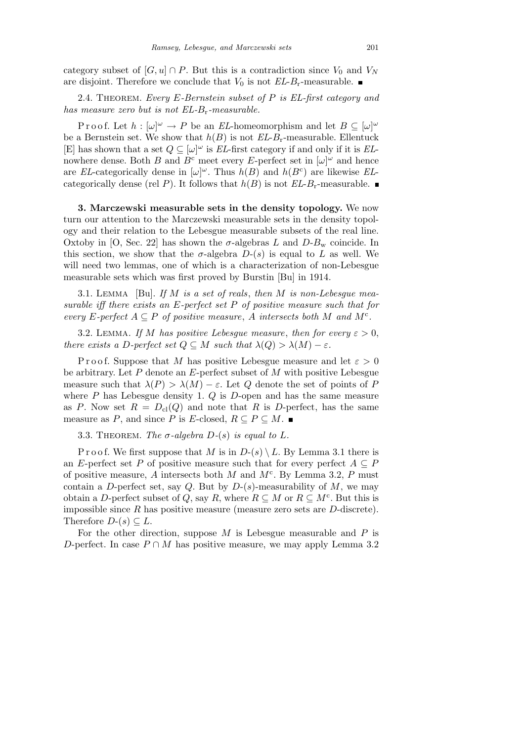category subset of $[G, u] \cap P$. But this is a contradiction since $V_0$ and $V_N$ are disjoint. Therefore we conclude that $V_0$ is not $EL$-$B_{\mathrm{r}}$-measurable. ∎

2.4. Theorem. *Every $E$-Bernstein subset of $P$ is $EL$-first category and has measure zero but is not $EL$-$B_{\mathrm{r}}$-measurable.*

Proof. Let $h : [\omega]^\omega \to P$ be an $EL$-homeomorphism and let $B \subseteq [\omega]^\omega$ be a Bernstein set. We show that $h(B)$ is not $EL$-$B_{\mathrm{r}}$-measurable. Ellentuck [E] has shown that a set $Q \subseteq [\omega]^\omega$ is $EL$-first category if and only if it is $EL$-nowhere dense. Both $B$ and $B^{\mathrm{c}}$ meet every $E$-perfect set in $[\omega]^\omega$ and hence are $EL$-categorically dense in $[\omega]^\omega$. Thus $h(B)$ and $h(B^{\mathrm{c}})$ are likewise $EL$-categorically dense (rel $P$). It follows that $h(B)$ is not $EL$-$B_{\mathrm{r}}$-measurable. ∎

## 3. Marczewski measurable sets in the density topology.

We now turn our attention to the Marczewski measurable sets in the density topology and their relation to the Lebesgue measurable subsets of the real line. Oxtoby in [O, Sec. 22] has shown the $\sigma$-algebras $L$ and $D$-$B_{\mathrm{w}}$ coincide. In this section, we show that the $\sigma$-algebra $D$-$(s)$ is equal to $L$ as well. We will need two lemmas, one of which is a characterization of non-Lebesgue measurable sets which was first proved by Burstin [Bu] in 1914.

3.1. Lemma [Bu]. *If $M$ is a set of reals, then $M$ is non-Lebesgue measurable iff there exists an $E$-perfect set $P$ of positive measure such that for every $E$-perfect $A \subseteq P$ of positive measure, $A$ intersects both $M$ and $M^{\mathrm{c}}$.*

3.2. Lemma. *If $M$ has positive Lebesgue measure, then for every $\varepsilon > 0$, there exists a $D$-perfect set $Q \subseteq M$ such that $\lambda(Q) > \lambda(M) - \varepsilon$.*

Proof. Suppose that $M$ has positive Lebesgue measure and let $\varepsilon > 0$ be arbitrary. Let $P$ denote an $E$-perfect subset of $M$ with positive Lebesgue measure such that $\lambda(P) > \lambda(M) - \varepsilon$. Let $Q$ denote the set of points of $P$ where $P$ has Lebesgue density 1. $Q$ is $D$-open and has the same measure as $P$. Now set $R = D_{\mathrm{cl}}(Q)$ and note that $R$ is $D$-perfect, has the same measure as $P$, and since $P$ is $E$-closed, $R \subseteq P \subseteq M$. ∎

3.3. Theorem. *The $\sigma$-algebra $D$-$(s)$ is equal to $L$.*

Proof. We first suppose that $M$ is in $D$-$(s) \setminus L$. By Lemma 3.1 there is an $E$-perfect set $P$ of positive measure such that for every perfect $A \subseteq P$ of positive measure, $A$ intersects both $M$ and $M^{\mathrm{c}}$. By Lemma 3.2, $P$ must contain a $D$-perfect set, say $Q$. But by $D$-$(s)$-measurability of $M$, we may obtain a $D$-perfect subset of $Q$, say $R$, where $R \subseteq M$ or $R \subseteq M^{\mathrm{c}}$. But this is impossible since $R$ has positive measure (measure zero sets are $D$-discrete). Therefore $D$-$(s) \subseteq L$.

For the other direction, suppose $M$ is Lebesgue measurable and $P$ is $D$-perfect. In case $P \cap M$ has positive measure, we may apply Lemma 3.2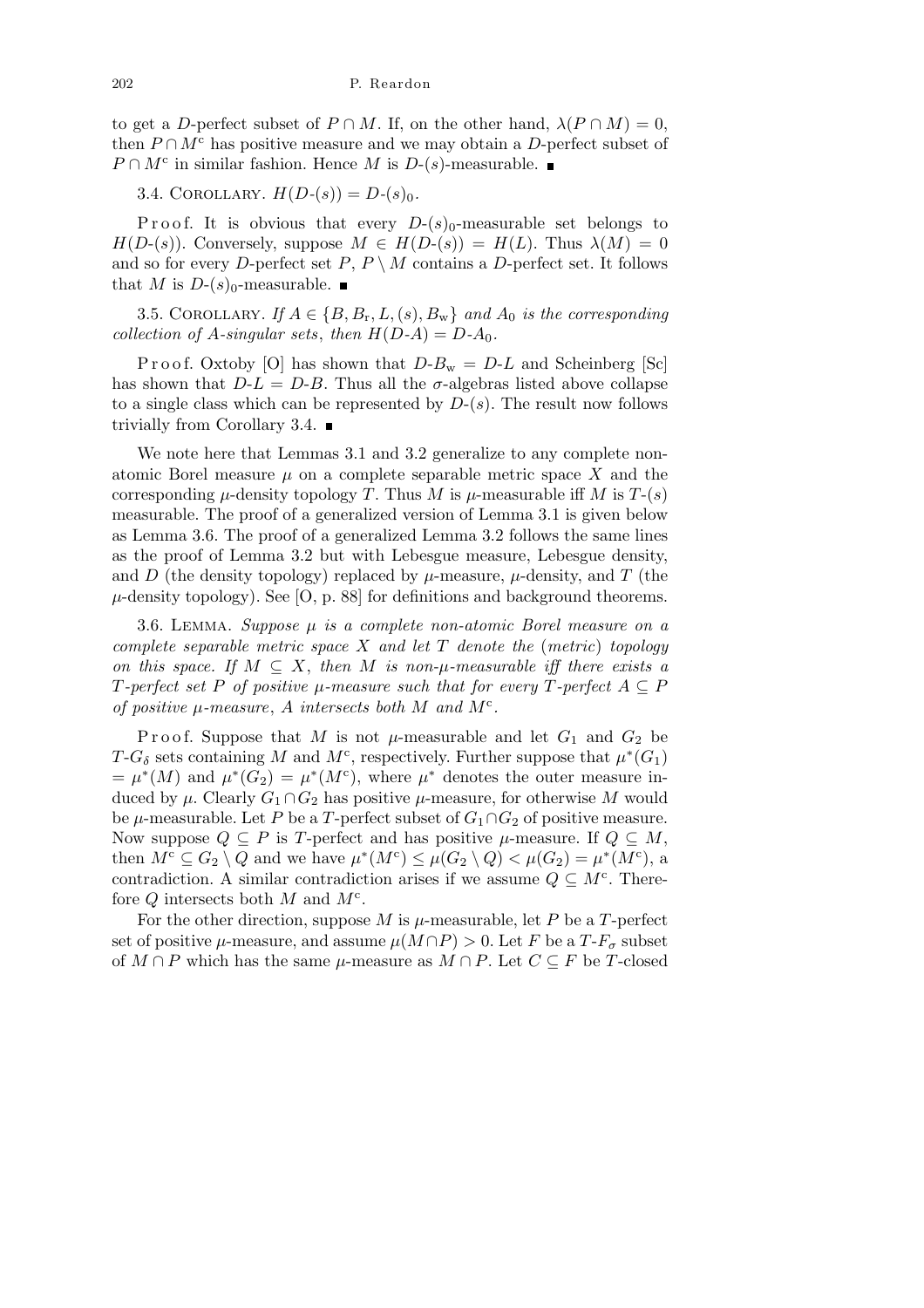to get a $D$-perfect subset of $P \cap M$. If, on the other hand, $\lambda(P \cap M) = 0$, then $P \cap M^{c}$ has positive measure and we may obtain a $D$-perfect subset of $P \cap M^{c}$ in similar fashion. Hence $M$ is $D$-$(s)$-measurable. ∎

3.4. Corollary. $H(D\text{-}(s)) = D\text{-}(s)_0$.

Proof. It is obvious that every $D$-$(s)_0$-measurable set belongs to $H(D\text{-}(s))$. Conversely, suppose $M \in H(D\text{-}(s)) = H(L)$. Thus $\lambda(M) = 0$ and so for every $D$-perfect set $P$, $P \setminus M$ contains a $D$-perfect set. It follows that $M$ is $D$-$(s)_0$-measurable. ∎

3.5. Corollary. *If $A \in \{B, B_{\rm r}, L, (s), B_{\rm w}\}$ and $A_0$ is the corresponding collection of $A$-singular sets, then $H(D\text{-}A) = D\text{-}A_0$.*

Proof. Oxtoby [O] has shown that $D\text{-}B_{\rm w} = D\text{-}L$ and Scheinberg [Sc] has shown that $D\text{-}L = D\text{-}B$. Thus all the $\sigma$-algebras listed above collapse to a single class which can be represented by $D$-$(s)$. The result now follows trivially from Corollary 3.4. ∎

We note here that Lemmas 3.1 and 3.2 generalize to any complete non-atomic Borel measure $\mu$ on a complete separable metric space $X$ and the corresponding $\mu$-density topology $T$. Thus $M$ is $\mu$-measurable iff $M$ is $T$-$(s)$ measurable. The proof of a generalized version of Lemma 3.1 is given below as Lemma 3.6. The proof of a generalized Lemma 3.2 follows the same lines as the proof of Lemma 3.2 but with Lebesgue measure, Lebesgue density, and $D$ (the density topology) replaced by $\mu$-measure, $\mu$-density, and $T$ (the $\mu$-density topology). See [O, p. 88] for definitions and background theorems.

3.6. Lemma. *Suppose $\mu$ is a complete non-atomic Borel measure on a complete separable metric space $X$ and let $T$ denote the* (*metric*) *topology on this space. If $M \subseteq X$, then $M$ is non-$\mu$-measurable iff there exists a $T$-perfect set $P$ of positive $\mu$-measure such that for every $T$-perfect $A \subseteq P$ of positive $\mu$-measure*, *$A$ intersects both $M$ and $M^{c}$.*

Proof. Suppose that $M$ is not $\mu$-measurable and let $G_1$ and $G_2$ be $T$-$G_\delta$ sets containing $M$ and $M^{c}$, respectively. Further suppose that $\mu^*(G_1) = \mu^*(M)$ and $\mu^*(G_2) = \mu^*(M^{c})$, where $\mu^*$ denotes the outer measure induced by $\mu$. Clearly $G_1 \cap G_2$ has positive $\mu$-measure, for otherwise $M$ would be $\mu$-measurable. Let $P$ be a $T$-perfect subset of $G_1 \cap G_2$ of positive measure. Now suppose $Q \subseteq P$ is $T$-perfect and has positive $\mu$-measure. If $Q \subseteq M$, then $M^{c} \subseteq G_2 \setminus Q$ and we have $\mu^*(M^{c}) \le \mu(G_2 \setminus Q) < \mu(G_2) = \mu^*(M^{c})$, a contradiction. A similar contradiction arises if we assume $Q \subseteq M^{c}$. Therefore $Q$ intersects both $M$ and $M^{c}$.

For the other direction, suppose $M$ is $\mu$-measurable, let $P$ be a $T$-perfect set of positive $\mu$-measure, and assume $\mu(M \cap P) > 0$. Let $F$ be a $T$-$F_\sigma$ subset of $M \cap P$ which has the same $\mu$-measure as $M \cap P$. Let $C \subseteq F$ be $T$-closed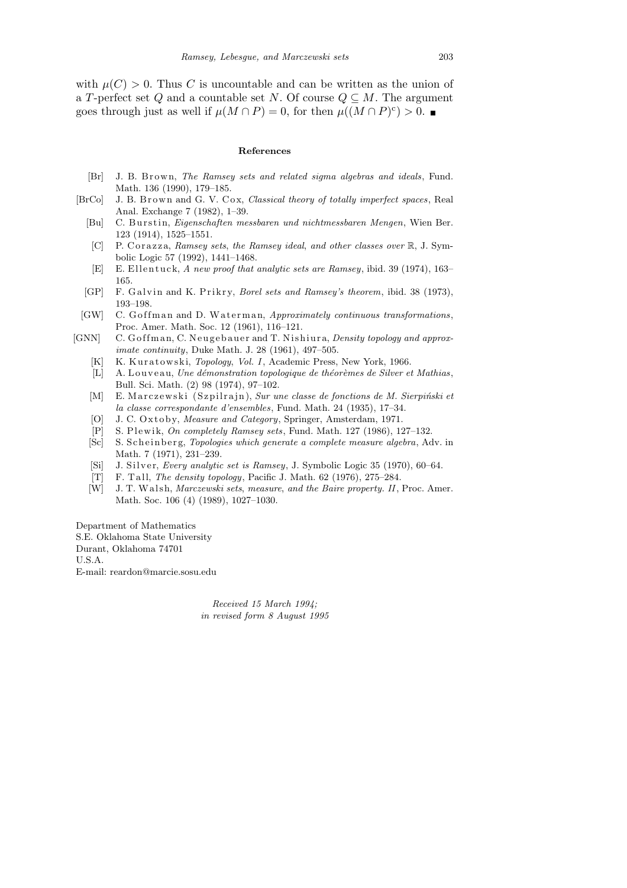with $\mu(C) > 0$. Thus $C$ is uncountable and can be written as the union of a $T$-perfect set $Q$ and a countable set $N$. Of course $Q \subseteq M$. The argument goes through just as well if $\mu(M \cap P) = 0$, for then $\mu((M \cap P)^c) > 0$. ∎

## References

[Br] J. B. Brown, *The Ramsey sets and related sigma algebras and ideals*, Fund. Math. 136 (1990), 179–185.

[BrCo] J. B. Brown and G. V. Cox, *Classical theory of totally imperfect spaces*, Real Anal. Exchange 7 (1982), 1–39.

[Bu] C. Burstin, *Eigenschaften messbaren und nichtmessbaren Mengen*, Wien Ber. 123 (1914), 1525–1551.

[C] P. Corazza, *Ramsey sets, the Ramsey ideal, and other classes over* $\mathbb{R}$, J. Symbolic Logic 57 (1992), 1441–1468.

[E] E. Ellentuck, *A new proof that analytic sets are Ramsey*, ibid. 39 (1974), 163–165.

[GP] F. Galvin and K. Prikry, *Borel sets and Ramsey's theorem*, ibid. 38 (1973), 193–198.

[GW] C. Goffman and D. Waterman, *Approximately continuous transformations*, Proc. Amer. Math. Soc. 12 (1961), 116–121.

[GNN] C. Goffman, C. Neugebauer and T. Nishiura, *Density topology and approximate continuity*, Duke Math. J. 28 (1961), 497–505.

[K] K. Kuratowski, *Topology, Vol. I*, Academic Press, New York, 1966.

[L] A. Louveau, *Une démonstration topologique de théorèmes de Silver et Mathias*, Bull. Sci. Math. (2) 98 (1974), 97–102.

[M] E. Marczewski (Szpilrajn), *Sur une classe de fonctions de M. Sierpiński et la classe correspondante d'ensembles*, Fund. Math. 24 (1935), 17–34.

[O] J. C. Oxtoby, *Measure and Category*, Springer, Amsterdam, 1971.

[P] S. Plewik, *On completely Ramsey sets*, Fund. Math. 127 (1986), 127–132.

[Sc] S. Scheinberg, *Topologies which generate a complete measure algebra*, Adv. in Math. 7 (1971), 231–239.

[Si] J. Silver, *Every analytic set is Ramsey*, J. Symbolic Logic 35 (1970), 60–64.

[T] F. Tall, *The density topology*, Pacific J. Math. 62 (1976), 275–284.

[W] J. T. Walsh, *Marczewski sets, measure, and the Baire property. II*, Proc. Amer. Math. Soc. 106 (4) (1989), 1027–1030.

Department of Mathematics
S.E. Oklahoma State University
Durant, Oklahoma 74701
U.S.A.
E-mail: reardon@marcie.sosu.edu

*Received 15 March 1994;*
*in revised form 8 August 1995*